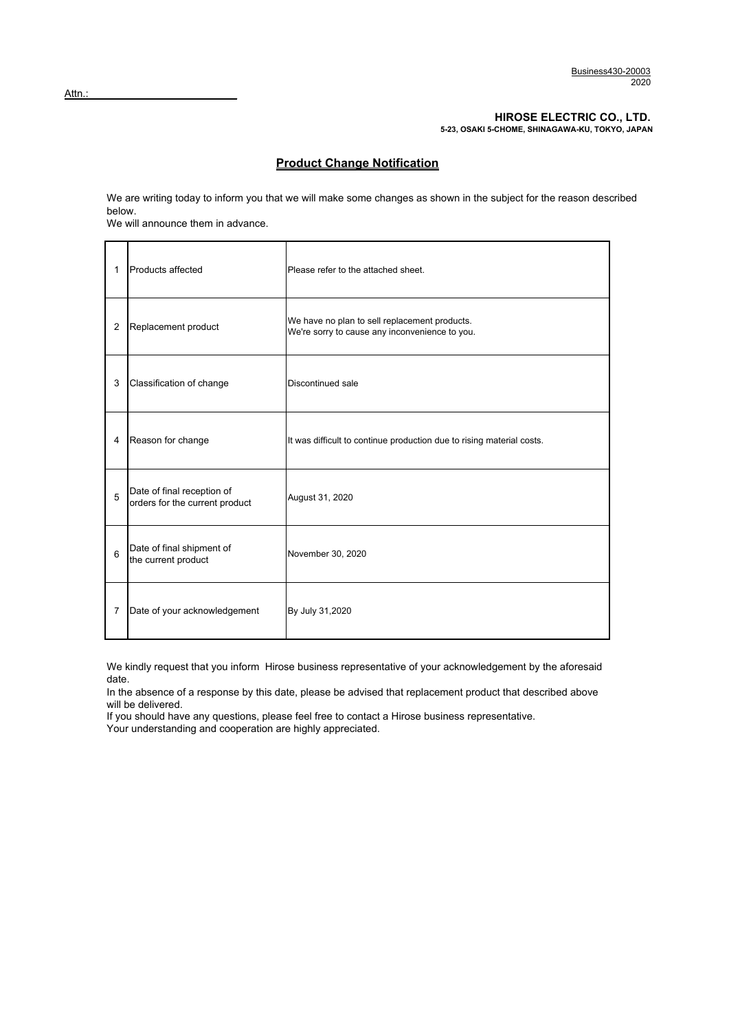Business430-20003
2020

Attn.: ______________________

**HIROSE ELECTRIC CO., LTD.**
**5-23, OSAKI 5-CHOME, SHINAGAWA-KU, TOKYO, JAPAN**

# Product Change Notification

We are writing today to inform you that we will make some changes as shown in the subject for the reason described below.
We will announce them in advance.

| | | |
|---|---|---|
| 1 | Products affected | Please refer to the attached sheet. |
| 2 | Replacement product | We have no plan to sell replacement products. We're sorry to cause any inconvenience to you. |
| 3 | Classification of change | Discontinued sale |
| 4 | Reason for change | It was difficult to continue production due to rising material costs. |
| 5 | Date of final reception of orders for the current product | August 31, 2020 |
| 6 | Date of final shipment of the current product | November 30, 2020 |
| 7 | Date of your acknowledgement | By July 31,2020 |

We kindly request that you inform Hirose business representative of your acknowledgement by the aforesaid date.
In the absence of a response by this date, please be advised that replacement product that described above will be delivered.
If you should have any questions, please feel free to contact a Hirose business representative.
Your understanding and cooperation are highly appreciated.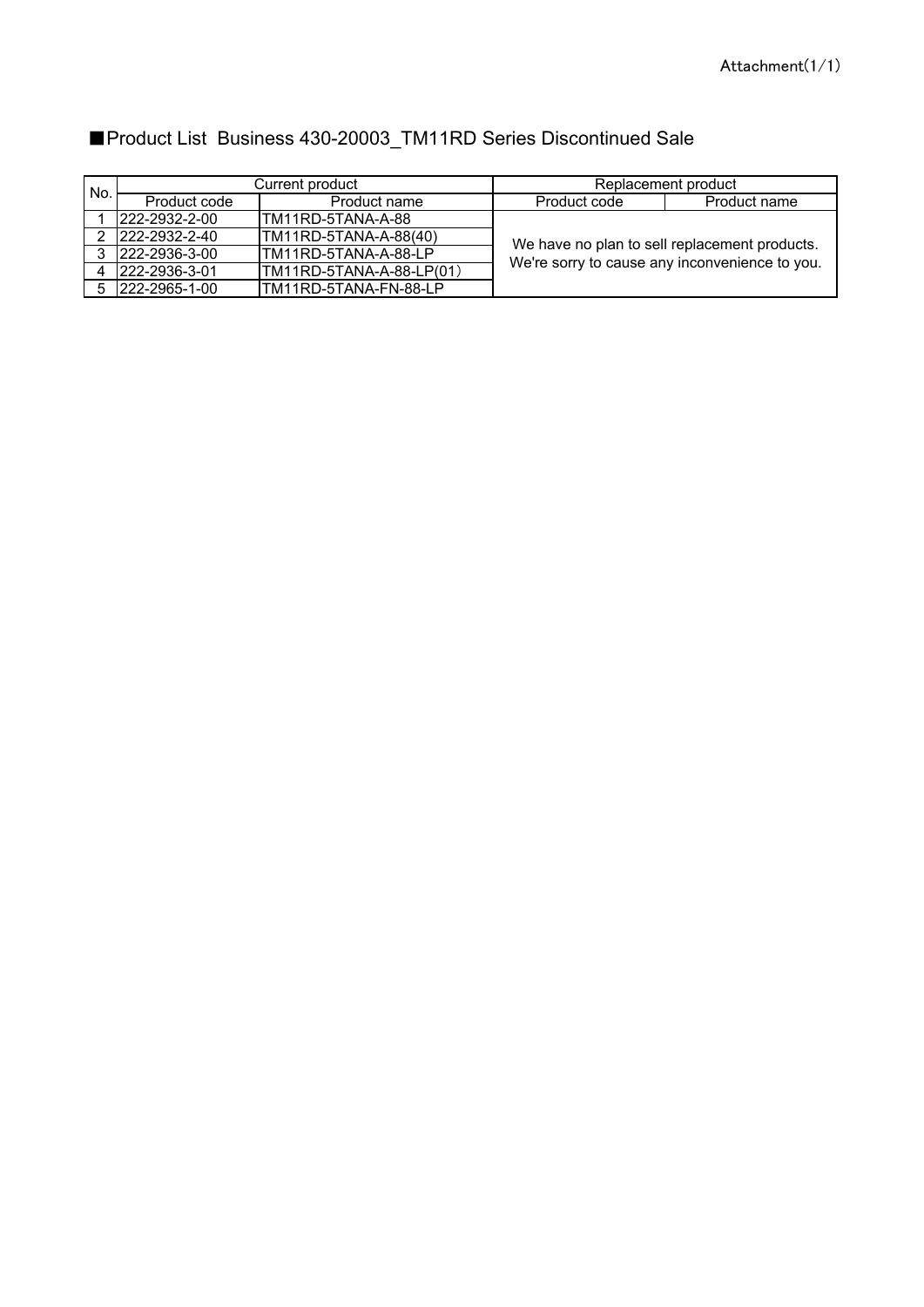Attachment(1/1)

## ■Product List  Business 430-20003_TM11RD Series Discontinued Sale

| No. | Current product | | Replacement product | |
|---|---|---|---|---|
| | Product code | Product name | Product code | Product name |
| 1 | 222-2932-2-00 | TM11RD-5TANA-A-88 | We have no plan to sell replacement products. We're sorry to cause any inconvenience to you. | |
| 2 | 222-2932-2-40 | TM11RD-5TANA-A-88(40) | | |
| 3 | 222-2936-3-00 | TM11RD-5TANA-A-88-LP | | |
| 4 | 222-2936-3-01 | TM11RD-5TANA-A-88-LP(01) | | |
| 5 | 222-2965-1-00 | TM11RD-5TANA-FN-88-LP | | |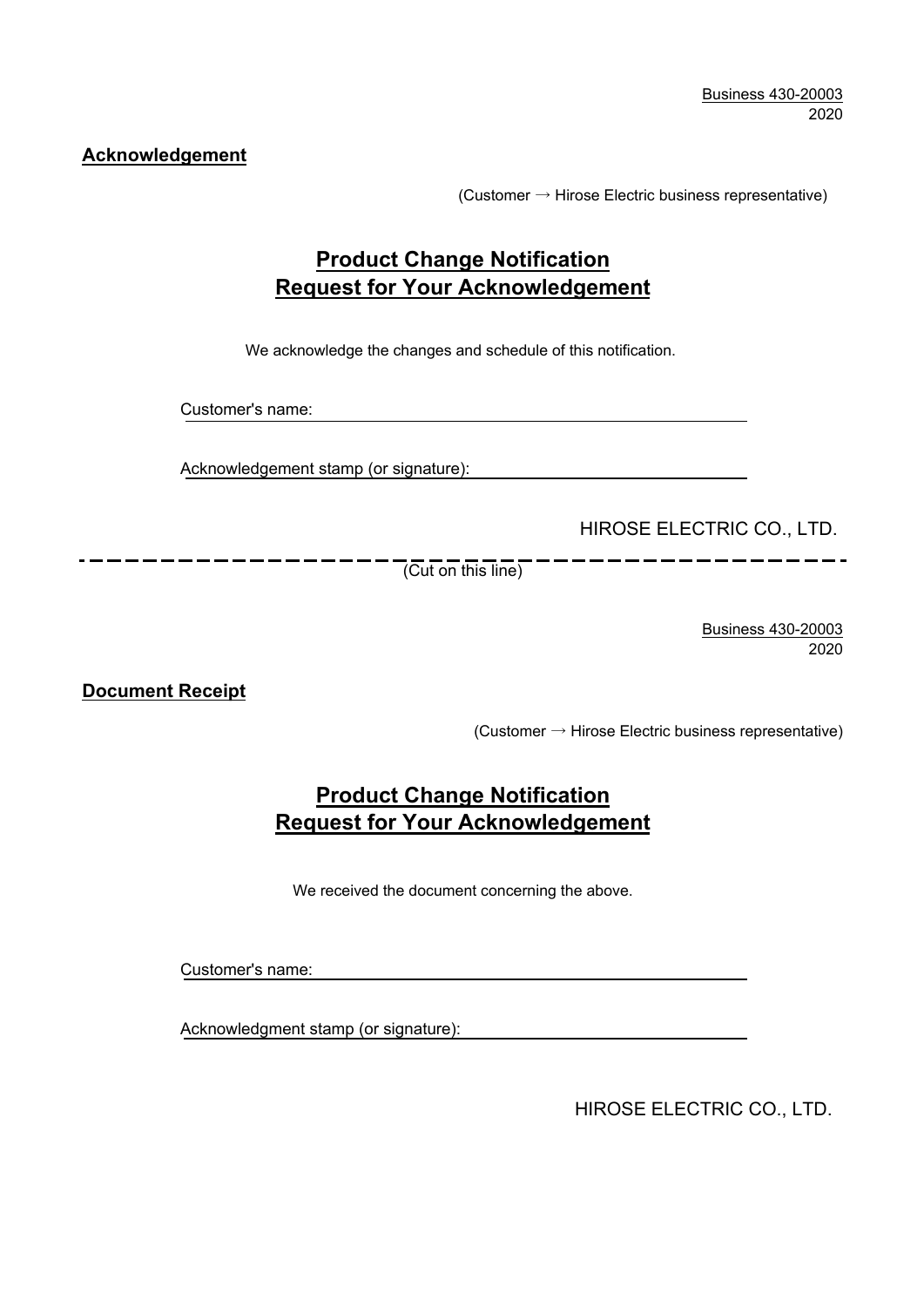Business 430-20003
2020

**Acknowledgement**

(Customer → Hirose Electric business representative)

## Product Change Notification
## Request for Your Acknowledgement

We acknowledge the changes and schedule of this notification.

Customer's name: ______________________________________________

Acknowledgement stamp (or signature): ______________________________

HIROSE ELECTRIC CO., LTD.

(Cut on this line)

Business 430-20003
2020

**Document Receipt**

(Customer → Hirose Electric business representative)

## Product Change Notification
## Request for Your Acknowledgement

We received the document concerning the above.

Customer's name: ______________________________________________

Acknowledgment stamp (or signature): ______________________________

HIROSE ELECTRIC CO., LTD.